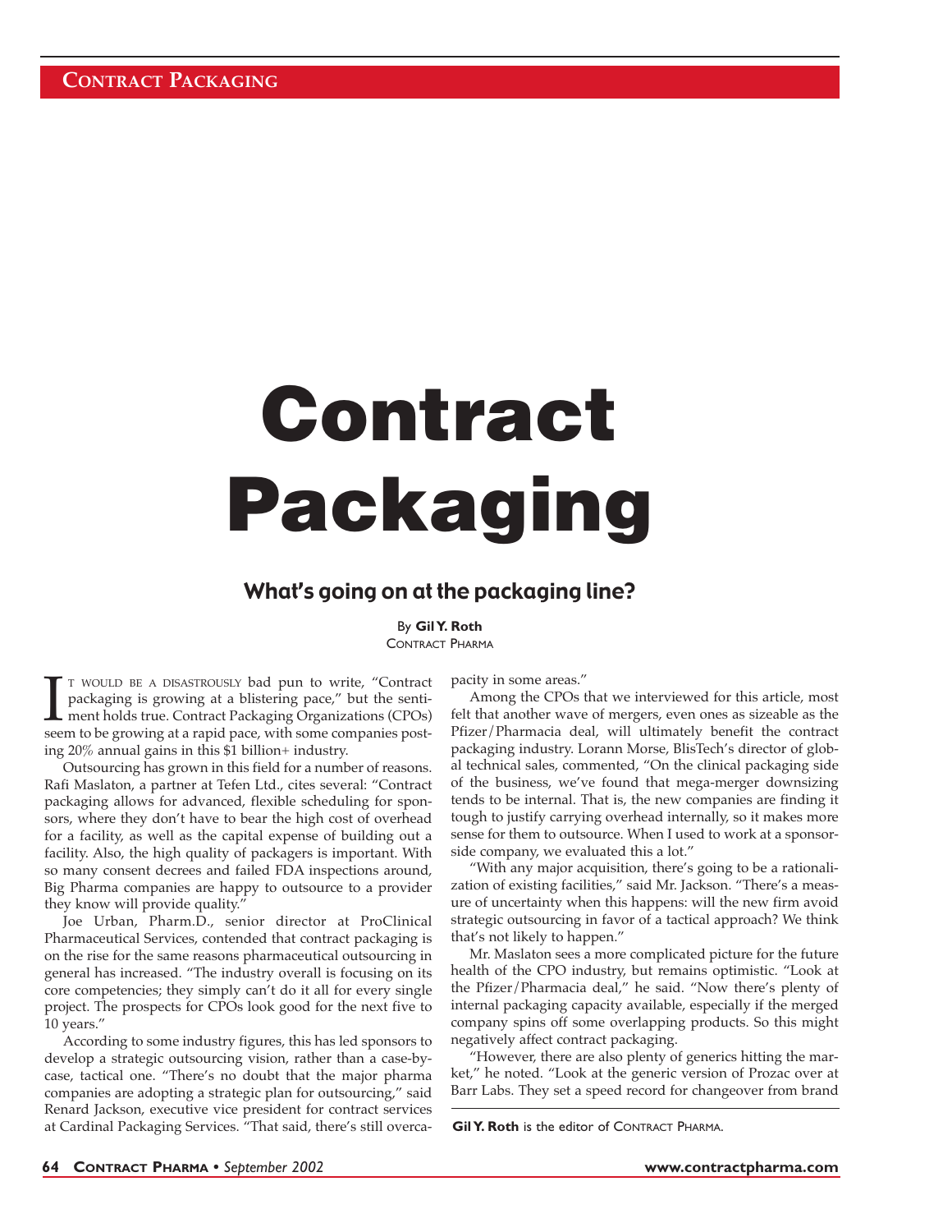# Contract Packaging

## What's going on at the packaging line?

By **Gil Y. Roth**
CONTRACT PHARMA

It would be a disastrously bad pun to write, "Contract packaging is growing at a blistering pace," but the sentiment holds true. Contract Packaging Organizations (CPOs) seem to be growing at a rapid pace, with some companies posting 20% annual gains in this $1 billion+ industry.

Outsourcing has grown in this field for a number of reasons. Rafi Maslaton, a partner at Tefen Ltd., cites several: "Contract packaging allows for advanced, flexible scheduling for sponsors, where they don't have to bear the high cost of overhead for a facility, as well as the capital expense of building out a facility. Also, the high quality of packagers is important. With so many consent decrees and failed FDA inspections around, Big Pharma companies are happy to outsource to a provider they know will provide quality."

Joe Urban, Pharm.D., senior director at ProClinical Pharmaceutical Services, contended that contract packaging is on the rise for the same reasons pharmaceutical outsourcing in general has increased. "The industry overall is focusing on its core competencies; they simply can't do it all for every single project. The prospects for CPOs look good for the next five to 10 years."

According to some industry figures, this has led sponsors to develop a strategic outsourcing vision, rather than a case-by-case, tactical one. "There's no doubt that the major pharma companies are adopting a strategic plan for outsourcing," said Renard Jackson, executive vice president for contract services at Cardinal Packaging Services. "That said, there's still overcapacity in some areas."

Among the CPOs that we interviewed for this article, most felt that another wave of mergers, even ones as sizeable as the Pfizer/Pharmacia deal, will ultimately benefit the contract packaging industry. Lorann Morse, BlisTech's director of global technical sales, commented, "On the clinical packaging side of the business, we've found that mega-merger downsizing tends to be internal. That is, the new companies are finding it tough to justify carrying overhead internally, so it makes more sense for them to outsource. When I used to work at a sponsor-side company, we evaluated this a lot."

"With any major acquisition, there's going to be a rationalization of existing facilities," said Mr. Jackson. "There's a measure of uncertainty when this happens: will the new firm avoid strategic outsourcing in favor of a tactical approach? We think that's not likely to happen."

Mr. Maslaton sees a more complicated picture for the future health of the CPO industry, but remains optimistic. "Look at the Pfizer/Pharmacia deal," he said. "Now there's plenty of internal packaging capacity available, especially if the merged company spins off some overlapping products. So this might negatively affect contract packaging.

"However, there are also plenty of generics hitting the market," he noted. "Look at the generic version of Prozac over at Barr Labs. They set a speed record for changeover from brand

**Gil Y. Roth** is the editor of CONTRACT PHARMA.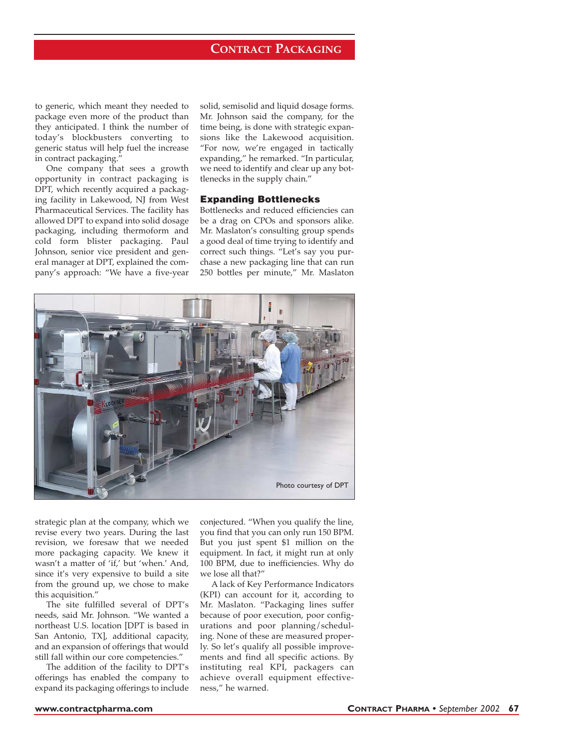to generic, which meant they needed to package even more of the product than they anticipated. I think the number of today's blockbusters converting to generic status will help fuel the increase in contract packaging."

One company that sees a growth opportunity in contract packaging is DPT, which recently acquired a packaging facility in Lakewood, NJ from West Pharmaceutical Services. The facility has allowed DPT to expand into solid dosage packaging, including thermoform and cold form blister packaging. Paul Johnson, senior vice president and general manager at DPT, explained the company's approach: "We have a five-year strategic plan at the company, which we revise every two years. During the last revision, we foresaw that we needed more packaging capacity. We knew it wasn't a matter of 'if,' but 'when.' And, since it's very expensive to build a site from the ground up, we chose to make this acquisition."

The site fulfilled several of DPT's needs, said Mr. Johnson. "We wanted a northeast U.S. location [DPT is based in San Antonio, TX], additional capacity, and an expansion of offerings that would still fall within our core competencies."

The addition of the facility to DPT's offerings has enabled the company to expand its packaging offerings to include solid, semisolid and liquid dosage forms. Mr. Johnson said the company, for the time being, is done with strategic expansions like the Lakewood acquisition. "For now, we're engaged in tactically expanding," he remarked. "In particular, we need to identify and clear up any bottlenecks in the supply chain."

### Expanding Bottlenecks

Bottlenecks and reduced efficiencies can be a drag on CPOs and sponsors alike. Mr. Maslaton's consulting group spends a good deal of time trying to identify and correct such things. "Let's say you purchase a new packaging line that can run 250 bottles per minute," Mr. Maslaton conjectured. "When you qualify the line, you find that you can only run 150 BPM. But you just spent $1 million on the equipment. In fact, it might run at only 100 BPM, due to inefficiencies. Why do we lose all that?"

A lack of Key Performance Indicators (KPI) can account for it, according to Mr. Maslaton. "Packaging lines suffer because of poor execution, poor configurations and poor planning/scheduling. None of these are measured properly. So let's qualify all possible improvements and find all specific actions. By instituting real KPI, packagers can achieve overall equipment effectiveness," he warned.

Photo courtesy of DPT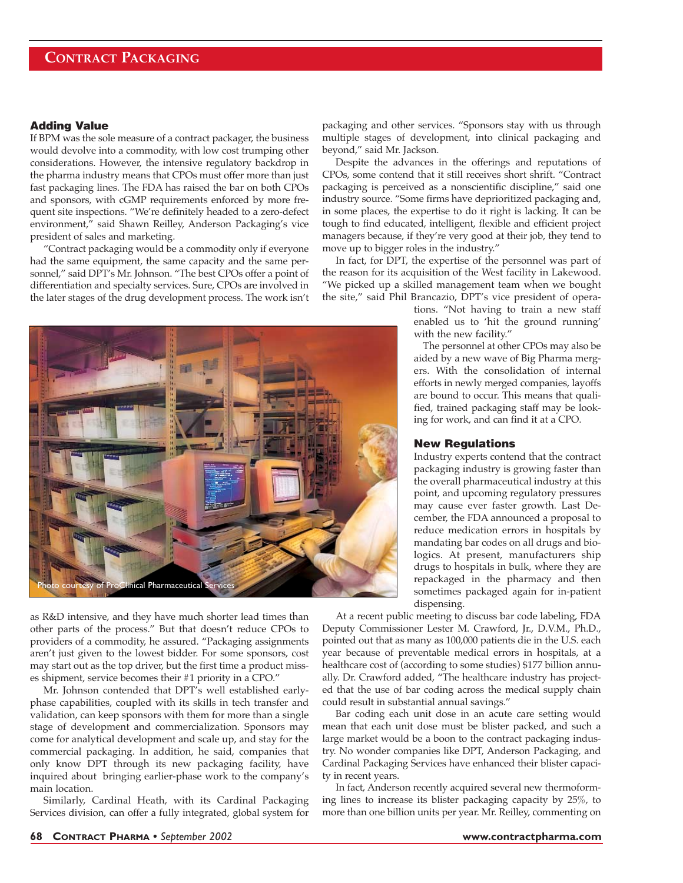## Adding Value

If BPM was the sole measure of a contract packager, the business would devolve into a commodity, with low cost trumping other considerations. However, the intensive regulatory backdrop in the pharma industry means that CPOs must offer more than just fast packaging lines. The FDA has raised the bar on both CPOs and sponsors, with cGMP requirements enforced by more frequent site inspections. "We're definitely headed to a zero-defect environment," said Shawn Reilley, Anderson Packaging's vice president of sales and marketing.

"Contract packaging would be a commodity only if everyone had the same equipment, the same capacity and the same personnel," said DPT's Mr. Johnson. "The best CPOs offer a point of differentiation and specialty services. Sure, CPOs are involved in the later stages of the drug development process. The work isn't as R&D intensive, and they have much shorter lead times than other parts of the process." But that doesn't reduce CPOs to providers of a commodity, he assured. "Packaging assignments aren't just given to the lowest bidder. For some sponsors, cost may start out as the top driver, but the first time a product misses shipment, service becomes their #1 priority in a CPO."

Photo courtesy of ProClinical Pharmaceutical Services

Mr. Johnson contended that DPT's well established early-phase capabilities, coupled with its skills in tech transfer and validation, can keep sponsors with them for more than a single stage of development and commercialization. Sponsors may come for analytical development and scale up, and stay for the commercial packaging. In addition, he said, companies that only know DPT through its new packaging facility, have inquired about bringing earlier-phase work to the company's main location.

Similarly, Cardinal Heath, with its Cardinal Packaging Services division, can offer a fully integrated, global system for packaging and other services. "Sponsors stay with us through multiple stages of development, into clinical packaging and beyond," said Mr. Jackson.

Despite the advances in the offerings and reputations of CPOs, some contend that it still receives short shrift. "Contract packaging is perceived as a nonscientific discipline," said one industry source. "Some firms have deprioritized packaging and, in some places, the expertise to do it right is lacking. It can be tough to find educated, intelligent, flexible and efficient project managers because, if they're very good at their job, they tend to move up to bigger roles in the industry."

In fact, for DPT, the expertise of the personnel was part of the reason for its acquisition of the West facility in Lakewood. "We picked up a skilled management team when we bought the site," said Phil Brancazio, DPT's vice president of operations. "Not having to train a new staff enabled us to 'hit the ground running' with the new facility."

The personnel at other CPOs may also be aided by a new wave of Big Pharma mergers. With the consolidation of internal efforts in newly merged companies, layoffs are bound to occur. This means that qualified, trained packaging staff may be looking for work, and can find it at a CPO.

## New Regulations

Industry experts contend that the contract packaging industry is growing faster than the overall pharmaceutical industry at this point, and upcoming regulatory pressures may cause ever faster growth. Last December, the FDA announced a proposal to reduce medication errors in hospitals by mandating bar codes on all drugs and biologics. At present, manufacturers ship drugs to hospitals in bulk, where they are repackaged in the pharmacy and then sometimes packaged again for in-patient dispensing.

At a recent public meeting to discuss bar code labeling, FDA Deputy Commissioner Lester M. Crawford, Jr., D.V.M., Ph.D., pointed out that as many as 100,000 patients die in the U.S. each year because of preventable medical errors in hospitals, at a healthcare cost of (according to some studies) $177 billion annually. Dr. Crawford added, "The healthcare industry has projected that the use of bar coding across the medical supply chain could result in substantial annual savings."

Bar coding each unit dose in an acute care setting would mean that each unit dose must be blister packed, and such a large market would be a boon to the contract packaging industry. No wonder companies like DPT, Anderson Packaging, and Cardinal Packaging Services have enhanced their blister capacity in recent years.

In fact, Anderson recently acquired several new thermoforming lines to increase its blister packaging capacity by 25%, to more than one billion units per year. Mr. Reilley, commenting on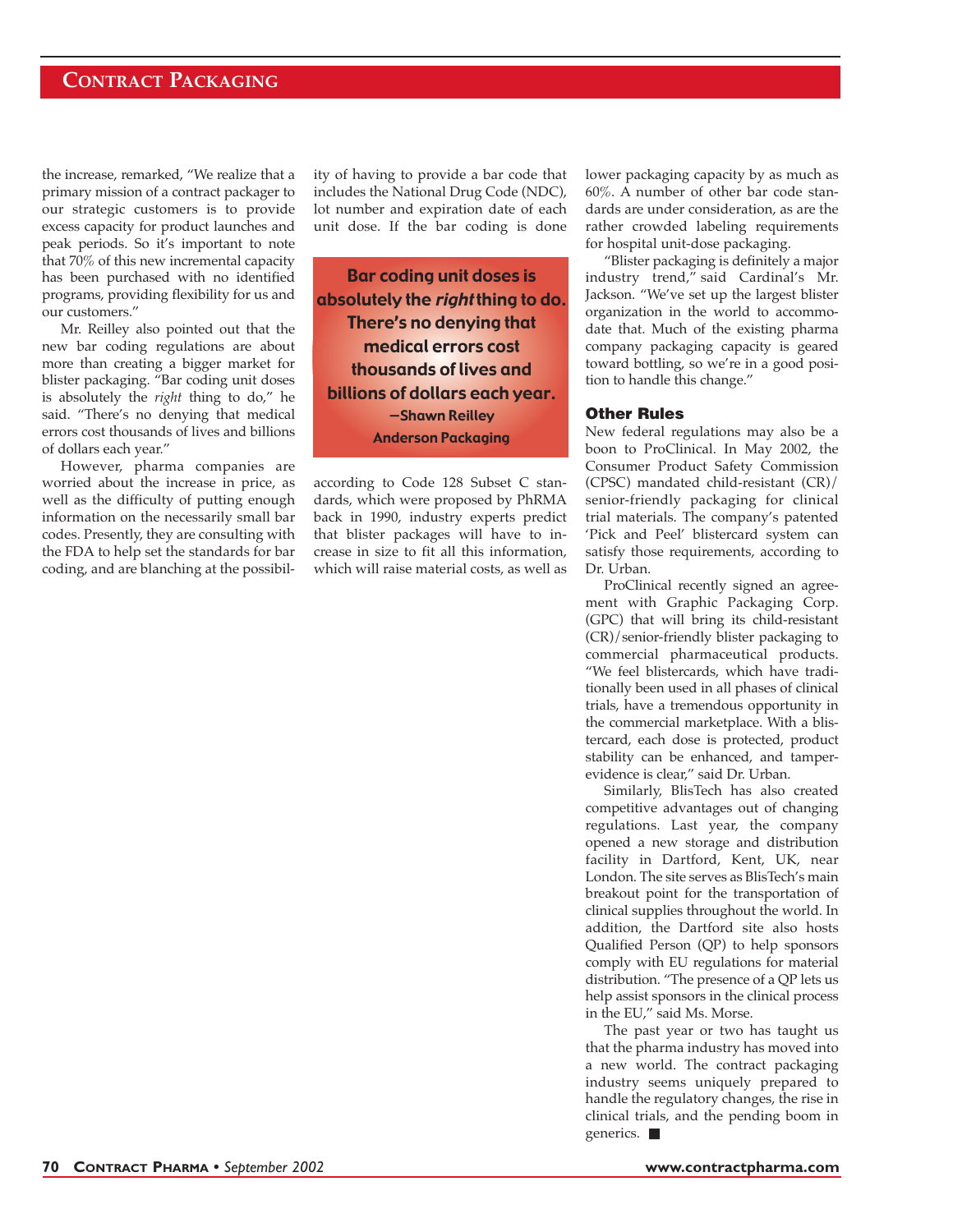the increase, remarked, "We realize that a primary mission of a contract packager to our strategic customers is to provide excess capacity for product launches and peak periods. So it's important to note that 70% of this new incremental capacity has been purchased with no identified programs, providing flexibility for us and our customers."

Mr. Reilley also pointed out that the new bar coding regulations are about more than creating a bigger market for blister packaging. "Bar coding unit doses is absolutely the *right* thing to do," he said. "There's no denying that medical errors cost thousands of lives and billions of dollars each year."

However, pharma companies are worried about the increase in price, as well as the difficulty of putting enough information on the necessarily small bar codes. Presently, they are consulting with the FDA to help set the standards for bar coding, and are blanching at the possibility of having to provide a bar code that includes the National Drug Code (NDC), lot number and expiration date of each unit dose. If the bar coding is done according to Code 128 Subset C standards, which were proposed by PhRMA back in 1990, industry experts predict that blister packages will have to increase in size to fit all this information, which will raise material costs, as well as lower packaging capacity by as much as 60%. A number of other bar code standards are under consideration, as are the rather crowded labeling requirements for hospital unit-dose packaging.

> **Bar coding unit doses is absolutely the *right* thing to do. There's no denying that medical errors cost thousands of lives and billions of dollars each year.**
> **—Shawn Reilley**
> **Anderson Packaging**

"Blister packaging is definitely a major industry trend," said Cardinal's Mr. Jackson. "We've set up the largest blister organization in the world to accommodate that. Much of the existing pharma company packaging capacity is geared toward bottling, so we're in a good position to handle this change."

### Other Rules

New federal regulations may also be a boon to ProClinical. In May 2002, the Consumer Product Safety Commission (CPSC) mandated child-resistant (CR)/senior-friendly packaging for clinical trial materials. The company's patented 'Pick and Peel' blistercard system can satisfy those requirements, according to Dr. Urban.

ProClinical recently signed an agreement with Graphic Packaging Corp. (GPC) that will bring its child-resistant (CR)/senior-friendly blister packaging to commercial pharmaceutical products. "We feel blistercards, which have traditionally been used in all phases of clinical trials, have a tremendous opportunity in the commercial marketplace. With a blistercard, each dose is protected, product stability can be enhanced, and tamper-evidence is clear," said Dr. Urban.

Similarly, BlisTech has also created competitive advantages out of changing regulations. Last year, the company opened a new storage and distribution facility in Dartford, Kent, UK, near London. The site serves as BlisTech's main breakout point for the transportation of clinical supplies throughout the world. In addition, the Dartford site also hosts Qualified Person (QP) to help sponsors comply with EU regulations for material distribution. "The presence of a QP lets us help assist sponsors in the clinical process in the EU," said Ms. Morse.

The past year or two has taught us that the pharma industry has moved into a new world. The contract packaging industry seems uniquely prepared to handle the regulatory changes, the rise in clinical trials, and the pending boom in generics. ■